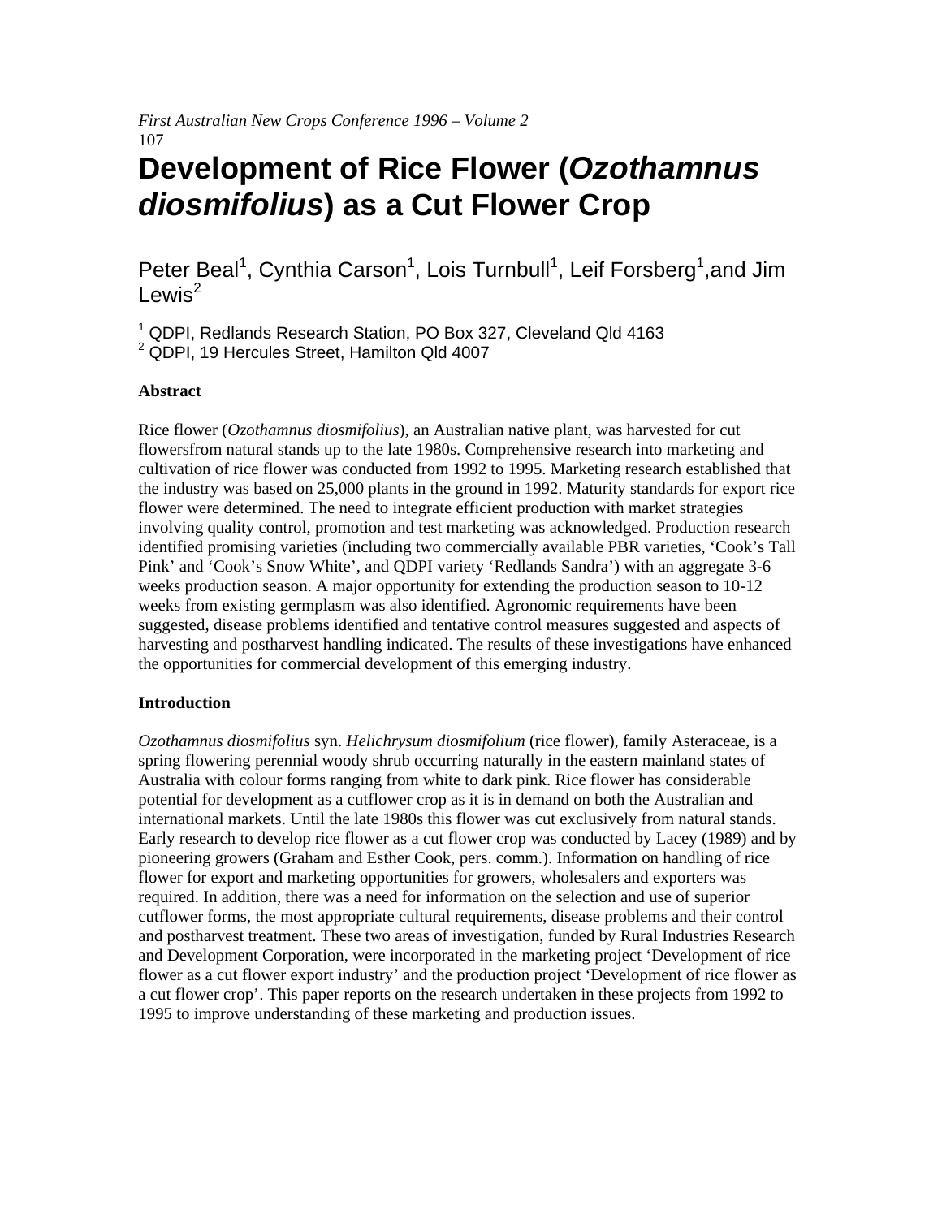# Development of Rice Flower (*Ozothamnus diosmifolius*) as a Cut Flower Crop

Peter Beal[1], Cynthia Carson[1], Lois Turnbull[1], Leif Forsberg[1],and Jim Lewis[2]

[1] QDPI, Redlands Research Station, PO Box 327, Cleveland Qld 4163
[2] QDPI, 19 Hercules Street, Hamilton Qld 4007

**Abstract**

Rice flower (*Ozothamnus diosmifolius*), an Australian native plant, was harvested for cut flowersfrom natural stands up to the late 1980s. Comprehensive research into marketing and cultivation of rice flower was conducted from 1992 to 1995. Marketing research established that the industry was based on 25,000 plants in the ground in 1992. Maturity standards for export rice flower were determined. The need to integrate efficient production with market strategies involving quality control, promotion and test marketing was acknowledged. Production research identified promising varieties (including two commercially available PBR varieties, 'Cook's Tall Pink' and 'Cook's Snow White', and QDPI variety 'Redlands Sandra') with an aggregate 3-6 weeks production season. A major opportunity for extending the production season to 10-12 weeks from existing germplasm was also identified. Agronomic requirements have been suggested, disease problems identified and tentative control measures suggested and aspects of harvesting and postharvest handling indicated. The results of these investigations have enhanced the opportunities for commercial development of this emerging industry.

**Introduction**

*Ozothamnus diosmifolius* syn. *Helichrysum diosmifolium* (rice flower), family Asteraceae, is a spring flowering perennial woody shrub occurring naturally in the eastern mainland states of Australia with colour forms ranging from white to dark pink. Rice flower has considerable potential for development as a cutflower crop as it is in demand on both the Australian and international markets. Until the late 1980s this flower was cut exclusively from natural stands. Early research to develop rice flower as a cut flower crop was conducted by Lacey (1989) and by pioneering growers (Graham and Esther Cook, pers. comm.). Information on handling of rice flower for export and marketing opportunities for growers, wholesalers and exporters was required. In addition, there was a need for information on the selection and use of superior cutflower forms, the most appropriate cultural requirements, disease problems and their control and postharvest treatment. These two areas of investigation, funded by Rural Industries Research and Development Corporation, were incorporated in the marketing project 'Development of rice flower as a cut flower export industry' and the production project 'Development of rice flower as a cut flower crop'. This paper reports on the research undertaken in these projects from 1992 to 1995 to improve understanding of these marketing and production issues.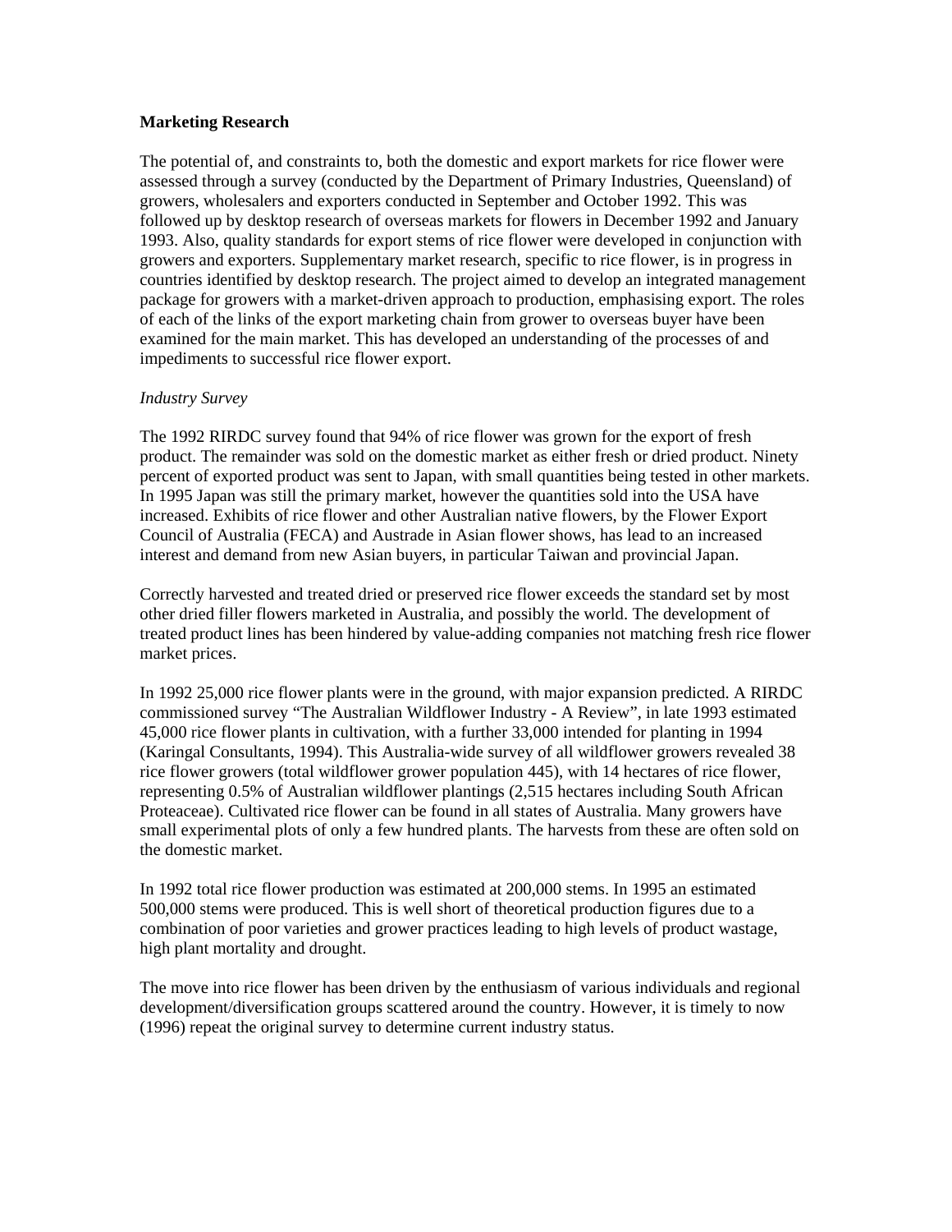**Marketing Research**

The potential of, and constraints to, both the domestic and export markets for rice flower were assessed through a survey (conducted by the Department of Primary Industries, Queensland) of growers, wholesalers and exporters conducted in September and October 1992. This was followed up by desktop research of overseas markets for flowers in December 1992 and January 1993. Also, quality standards for export stems of rice flower were developed in conjunction with growers and exporters. Supplementary market research, specific to rice flower, is in progress in countries identified by desktop research. The project aimed to develop an integrated management package for growers with a market-driven approach to production, emphasising export. The roles of each of the links of the export marketing chain from grower to overseas buyer have been examined for the main market. This has developed an understanding of the processes of and impediments to successful rice flower export.

*Industry Survey*

The 1992 RIRDC survey found that 94% of rice flower was grown for the export of fresh product. The remainder was sold on the domestic market as either fresh or dried product. Ninety percent of exported product was sent to Japan, with small quantities being tested in other markets. In 1995 Japan was still the primary market, however the quantities sold into the USA have increased. Exhibits of rice flower and other Australian native flowers, by the Flower Export Council of Australia (FECA) and Austrade in Asian flower shows, has lead to an increased interest and demand from new Asian buyers, in particular Taiwan and provincial Japan.

Correctly harvested and treated dried or preserved rice flower exceeds the standard set by most other dried filler flowers marketed in Australia, and possibly the world. The development of treated product lines has been hindered by value-adding companies not matching fresh rice flower market prices.

In 1992 25,000 rice flower plants were in the ground, with major expansion predicted. A RIRDC commissioned survey "The Australian Wildflower Industry - A Review", in late 1993 estimated 45,000 rice flower plants in cultivation, with a further 33,000 intended for planting in 1994 (Karingal Consultants, 1994). This Australia-wide survey of all wildflower growers revealed 38 rice flower growers (total wildflower grower population 445), with 14 hectares of rice flower, representing 0.5% of Australian wildflower plantings (2,515 hectares including South African Proteaceae). Cultivated rice flower can be found in all states of Australia. Many growers have small experimental plots of only a few hundred plants. The harvests from these are often sold on the domestic market.

In 1992 total rice flower production was estimated at 200,000 stems. In 1995 an estimated 500,000 stems were produced. This is well short of theoretical production figures due to a combination of poor varieties and grower practices leading to high levels of product wastage, high plant mortality and drought.

The move into rice flower has been driven by the enthusiasm of various individuals and regional development/diversification groups scattered around the country. However, it is timely to now (1996) repeat the original survey to determine current industry status.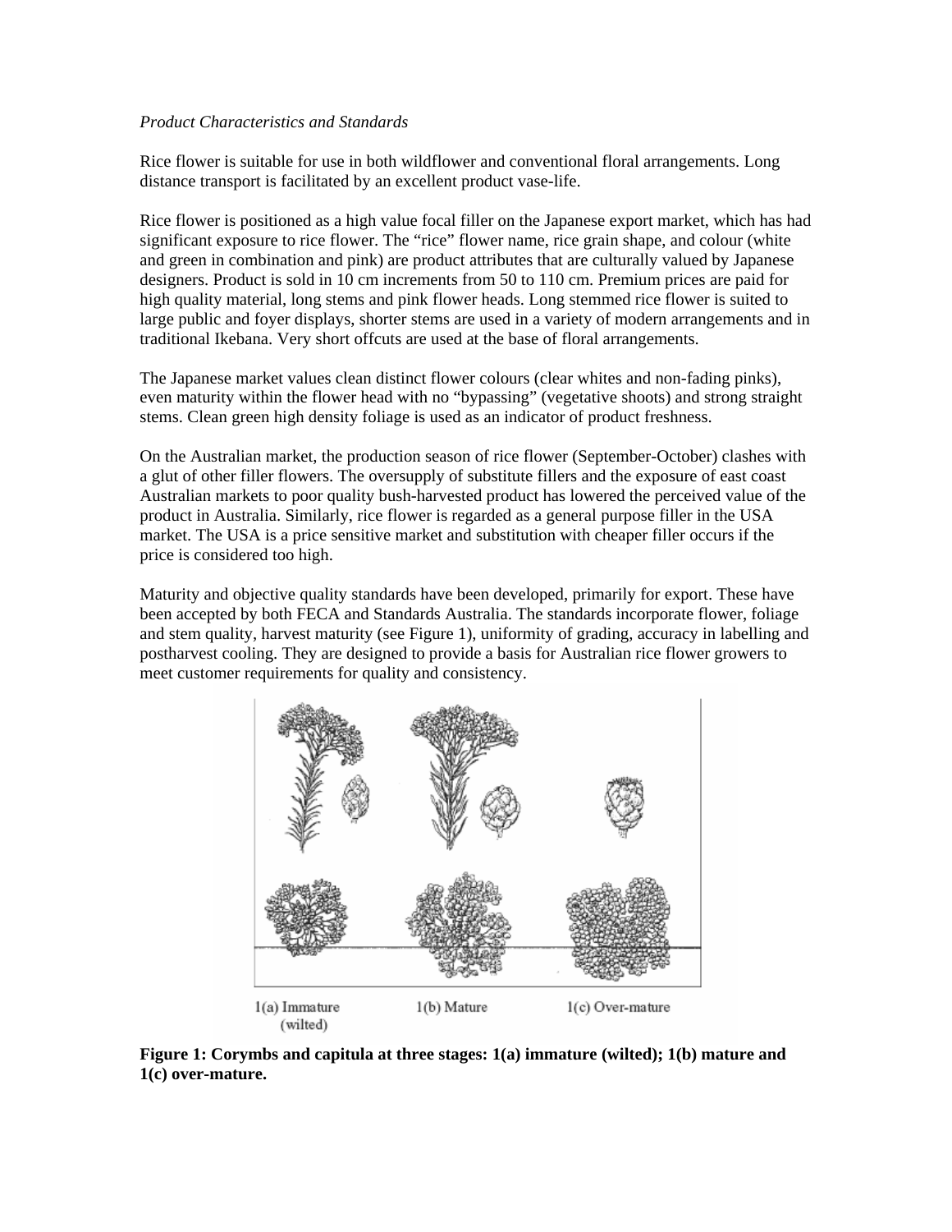*Product Characteristics and Standards*

Rice flower is suitable for use in both wildflower and conventional floral arrangements. Long distance transport is facilitated by an excellent product vase-life.

Rice flower is positioned as a high value focal filler on the Japanese export market, which has had significant exposure to rice flower. The "rice" flower name, rice grain shape, and colour (white and green in combination and pink) are product attributes that are culturally valued by Japanese designers. Product is sold in 10 cm increments from 50 to 110 cm. Premium prices are paid for high quality material, long stems and pink flower heads. Long stemmed rice flower is suited to large public and foyer displays, shorter stems are used in a variety of modern arrangements and in traditional Ikebana. Very short offcuts are used at the base of floral arrangements.

The Japanese market values clean distinct flower colours (clear whites and non-fading pinks), even maturity within the flower head with no "bypassing" (vegetative shoots) and strong straight stems. Clean green high density foliage is used as an indicator of product freshness.

On the Australian market, the production season of rice flower (September-October) clashes with a glut of other filler flowers. The oversupply of substitute fillers and the exposure of east coast Australian markets to poor quality bush-harvested product has lowered the perceived value of the product in Australia. Similarly, rice flower is regarded as a general purpose filler in the USA market. The USA is a price sensitive market and substitution with cheaper filler occurs if the price is considered too high.

Maturity and objective quality standards have been developed, primarily for export. These have been accepted by both FECA and Standards Australia. The standards incorporate flower, foliage and stem quality, harvest maturity (see Figure 1), uniformity of grading, accuracy in labelling and postharvest cooling. They are designed to provide a basis for Australian rice flower growers to meet customer requirements for quality and consistency.

1(a) Immature (wilted) 1(b) Mature 1(c) Over-mature

**Figure 1: Corymbs and capitula at three stages: 1(a) immature (wilted); 1(b) mature and 1(c) over-mature.**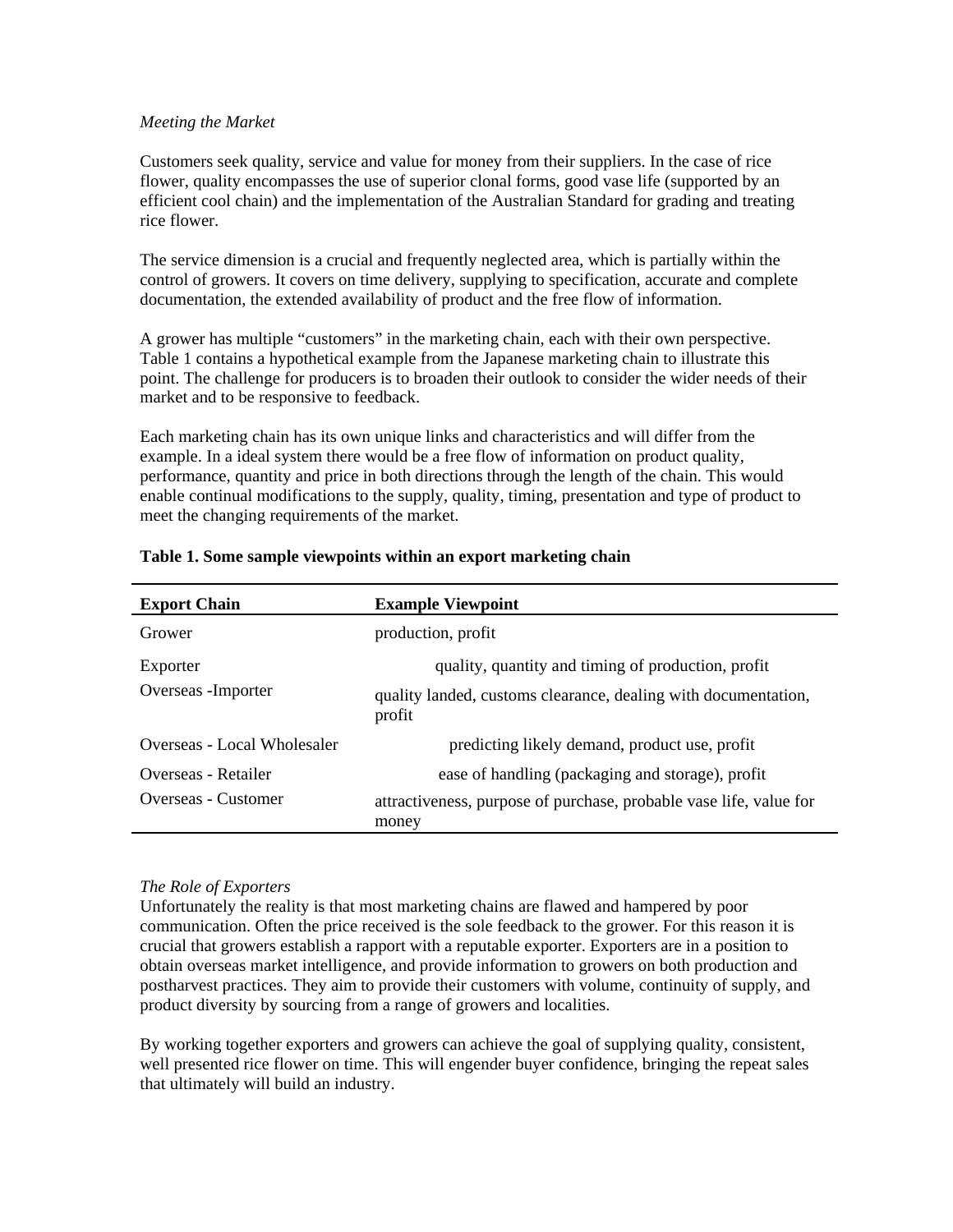*Meeting the Market*

Customers seek quality, service and value for money from their suppliers. In the case of rice flower, quality encompasses the use of superior clonal forms, good vase life (supported by an efficient cool chain) and the implementation of the Australian Standard for grading and treating rice flower.

The service dimension is a crucial and frequently neglected area, which is partially within the control of growers. It covers on time delivery, supplying to specification, accurate and complete documentation, the extended availability of product and the free flow of information.

A grower has multiple "customers" in the marketing chain, each with their own perspective. Table 1 contains a hypothetical example from the Japanese marketing chain to illustrate this point. The challenge for producers is to broaden their outlook to consider the wider needs of their market and to be responsive to feedback.

Each marketing chain has its own unique links and characteristics and will differ from the example. In a ideal system there would be a free flow of information on product quality, performance, quantity and price in both directions through the length of the chain. This would enable continual modifications to the supply, quality, timing, presentation and type of product to meet the changing requirements of the market.

**Table 1. Some sample viewpoints within an export marketing chain**

| Export Chain | Example Viewpoint |
|---|---|
| Grower | production, profit |
| Exporter | quality, quantity and timing of production, profit |
| Overseas -Importer | quality landed, customs clearance, dealing with documentation, profit |
| Overseas - Local Wholesaler | predicting likely demand, product use, profit |
| Overseas - Retailer | ease of handling (packaging and storage), profit |
| Overseas - Customer | attractiveness, purpose of purchase, probable vase life, value for money |

*The Role of Exporters*

Unfortunately the reality is that most marketing chains are flawed and hampered by poor communication. Often the price received is the sole feedback to the grower. For this reason it is crucial that growers establish a rapport with a reputable exporter. Exporters are in a position to obtain overseas market intelligence, and provide information to growers on both production and postharvest practices. They aim to provide their customers with volume, continuity of supply, and product diversity by sourcing from a range of growers and localities.

By working together exporters and growers can achieve the goal of supplying quality, consistent, well presented rice flower on time. This will engender buyer confidence, bringing the repeat sales that ultimately will build an industry.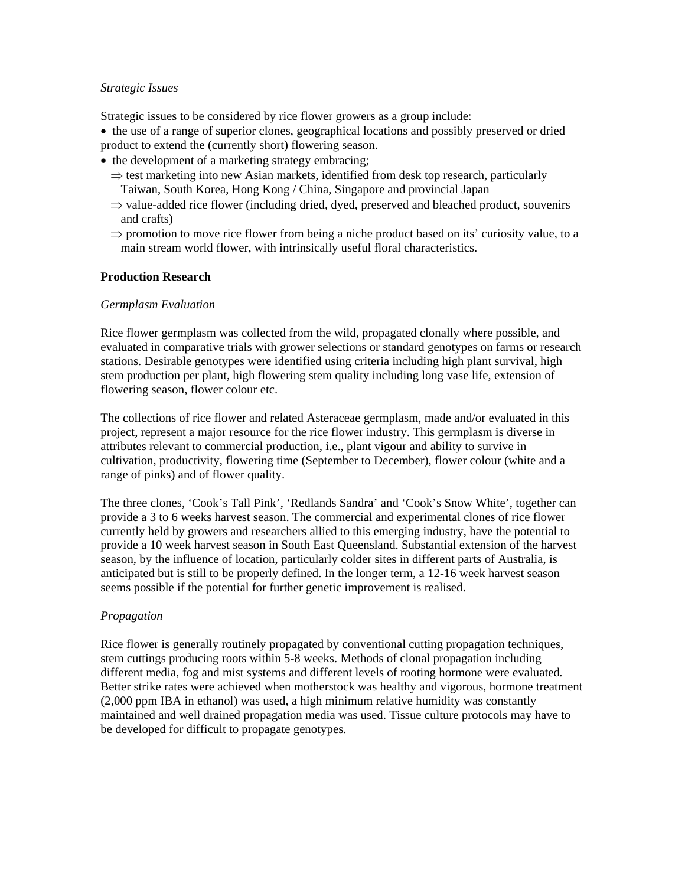*Strategic Issues*

Strategic issues to be considered by rice flower growers as a group include:

- the use of a range of superior clones, geographical locations and possibly preserved or dried product to extend the (currently short) flowering season.
- the development of a marketing strategy embracing;
  - ⇒ test marketing into new Asian markets, identified from desk top research, particularly Taiwan, South Korea, Hong Kong / China, Singapore and provincial Japan
  - ⇒ value-added rice flower (including dried, dyed, preserved and bleached product, souvenirs and crafts)
  - ⇒ promotion to move rice flower from being a niche product based on its' curiosity value, to a main stream world flower, with intrinsically useful floral characteristics.

**Production Research**

*Germplasm Evaluation*

Rice flower germplasm was collected from the wild, propagated clonally where possible, and evaluated in comparative trials with grower selections or standard genotypes on farms or research stations. Desirable genotypes were identified using criteria including high plant survival, high stem production per plant, high flowering stem quality including long vase life, extension of flowering season, flower colour etc.

The collections of rice flower and related Asteraceae germplasm, made and/or evaluated in this project, represent a major resource for the rice flower industry. This germplasm is diverse in attributes relevant to commercial production, i.e., plant vigour and ability to survive in cultivation, productivity, flowering time (September to December), flower colour (white and a range of pinks) and of flower quality.

The three clones, 'Cook's Tall Pink', 'Redlands Sandra' and 'Cook's Snow White', together can provide a 3 to 6 weeks harvest season. The commercial and experimental clones of rice flower currently held by growers and researchers allied to this emerging industry, have the potential to provide a 10 week harvest season in South East Queensland. Substantial extension of the harvest season, by the influence of location, particularly colder sites in different parts of Australia, is anticipated but is still to be properly defined. In the longer term, a 12-16 week harvest season seems possible if the potential for further genetic improvement is realised.

*Propagation*

Rice flower is generally routinely propagated by conventional cutting propagation techniques, stem cuttings producing roots within 5-8 weeks. Methods of clonal propagation including different media, fog and mist systems and different levels of rooting hormone were evaluated. Better strike rates were achieved when motherstock was healthy and vigorous, hormone treatment (2,000 ppm IBA in ethanol) was used, a high minimum relative humidity was constantly maintained and well drained propagation media was used. Tissue culture protocols may have to be developed for difficult to propagate genotypes.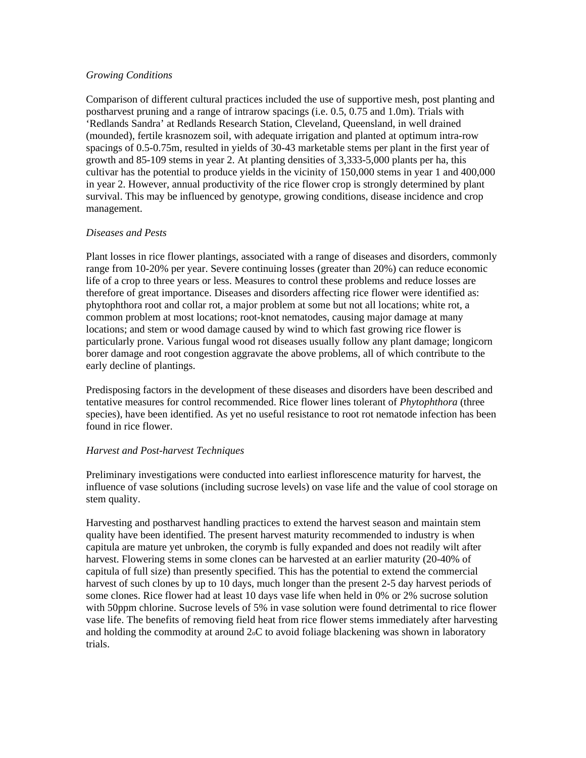*Growing Conditions*

Comparison of different cultural practices included the use of supportive mesh, post planting and postharvest pruning and a range of intrarow spacings (i.e. 0.5, 0.75 and 1.0m). Trials with 'Redlands Sandra' at Redlands Research Station, Cleveland, Queensland, in well drained (mounded), fertile krasnozem soil, with adequate irrigation and planted at optimum intra-row spacings of 0.5-0.75m, resulted in yields of 30-43 marketable stems per plant in the first year of growth and 85-109 stems in year 2. At planting densities of 3,333-5,000 plants per ha, this cultivar has the potential to produce yields in the vicinity of 150,000 stems in year 1 and 400,000 in year 2. However, annual productivity of the rice flower crop is strongly determined by plant survival. This may be influenced by genotype, growing conditions, disease incidence and crop management.

*Diseases and Pests*

Plant losses in rice flower plantings, associated with a range of diseases and disorders, commonly range from 10-20% per year. Severe continuing losses (greater than 20%) can reduce economic life of a crop to three years or less. Measures to control these problems and reduce losses are therefore of great importance. Diseases and disorders affecting rice flower were identified as: phytophthora root and collar rot, a major problem at some but not all locations; white rot, a common problem at most locations; root-knot nematodes, causing major damage at many locations; and stem or wood damage caused by wind to which fast growing rice flower is particularly prone. Various fungal wood rot diseases usually follow any plant damage; longicorn borer damage and root congestion aggravate the above problems, all of which contribute to the early decline of plantings.

Predisposing factors in the development of these diseases and disorders have been described and tentative measures for control recommended. Rice flower lines tolerant of *Phytophthora* (three species), have been identified. As yet no useful resistance to root rot nematode infection has been found in rice flower.

*Harvest and Post-harvest Techniques*

Preliminary investigations were conducted into earliest inflorescence maturity for harvest, the influence of vase solutions (including sucrose levels) on vase life and the value of cool storage on stem quality.

Harvesting and postharvest handling practices to extend the harvest season and maintain stem quality have been identified. The present harvest maturity recommended to industry is when capitula are mature yet unbroken, the corymb is fully expanded and does not readily wilt after harvest. Flowering stems in some clones can be harvested at an earlier maturity (20-40% of capitula of full size) than presently specified. This has the potential to extend the commercial harvest of such clones by up to 10 days, much longer than the present 2-5 day harvest periods of some clones. Rice flower had at least 10 days vase life when held in 0% or 2% sucrose solution with 50ppm chlorine. Sucrose levels of 5% in vase solution were found detrimental to rice flower vase life. The benefits of removing field heat from rice flower stems immediately after harvesting and holding the commodity at around 2°C to avoid foliage blackening was shown in laboratory trials.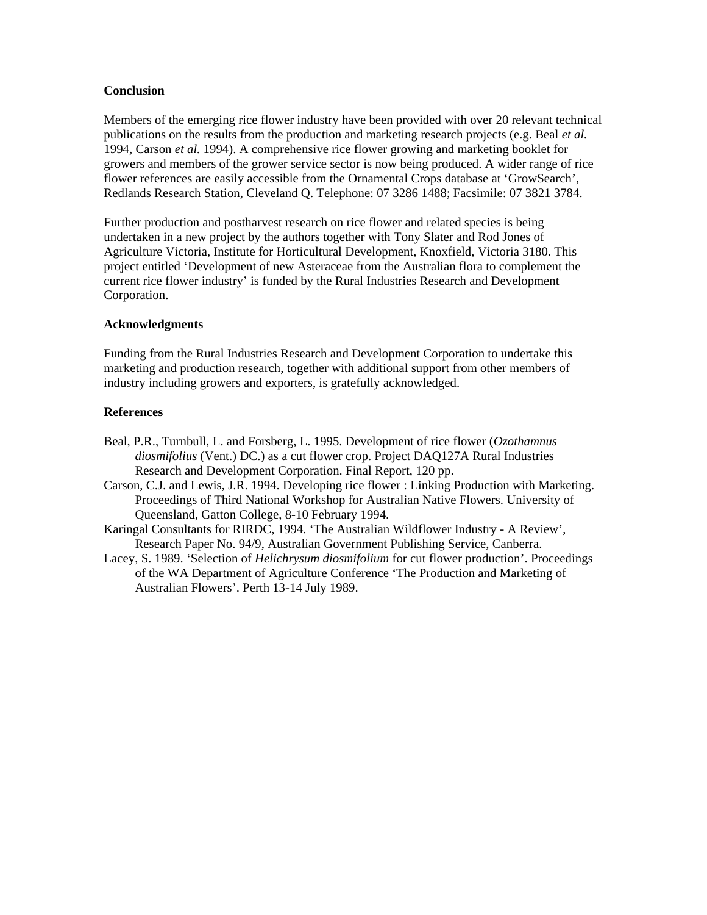## Conclusion

Members of the emerging rice flower industry have been provided with over 20 relevant technical publications on the results from the production and marketing research projects (e.g. Beal *et al.* 1994, Carson *et al.* 1994). A comprehensive rice flower growing and marketing booklet for growers and members of the grower service sector is now being produced. A wider range of rice flower references are easily accessible from the Ornamental Crops database at 'GrowSearch', Redlands Research Station, Cleveland Q. Telephone: 07 3286 1488; Facsimile: 07 3821 3784.

Further production and postharvest research on rice flower and related species is being undertaken in a new project by the authors together with Tony Slater and Rod Jones of Agriculture Victoria, Institute for Horticultural Development, Knoxfield, Victoria 3180. This project entitled 'Development of new Asteraceae from the Australian flora to complement the current rice flower industry' is funded by the Rural Industries Research and Development Corporation.

## Acknowledgments

Funding from the Rural Industries Research and Development Corporation to undertake this marketing and production research, together with additional support from other members of industry including growers and exporters, is gratefully acknowledged.

## References

Beal, P.R., Turnbull, L. and Forsberg, L. 1995. Development of rice flower (*Ozothamnus diosmifolius* (Vent.) DC.) as a cut flower crop. Project DAQ127A Rural Industries Research and Development Corporation. Final Report, 120 pp.

Carson, C.J. and Lewis, J.R. 1994. Developing rice flower : Linking Production with Marketing. Proceedings of Third National Workshop for Australian Native Flowers. University of Queensland, Gatton College, 8-10 February 1994.

Karingal Consultants for RIRDC, 1994. 'The Australian Wildflower Industry - A Review', Research Paper No. 94/9, Australian Government Publishing Service, Canberra.

Lacey, S. 1989. 'Selection of *Helichrysum diosmifolium* for cut flower production'. Proceedings of the WA Department of Agriculture Conference 'The Production and Marketing of Australian Flowers'. Perth 13-14 July 1989.